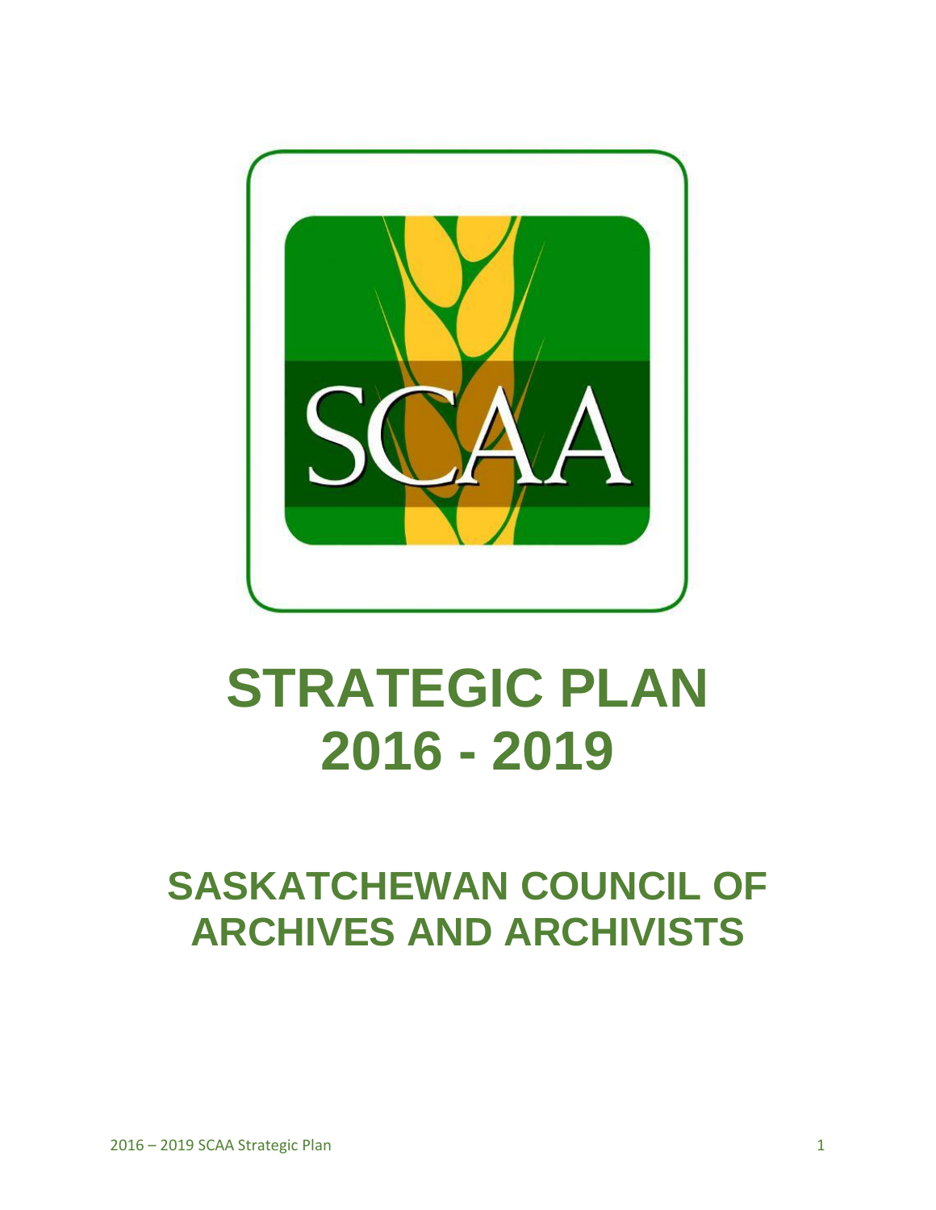# STRATEGIC PLAN 2016 - 2019

## SASKATCHEWAN COUNCIL OF ARCHIVES AND ARCHIVISTS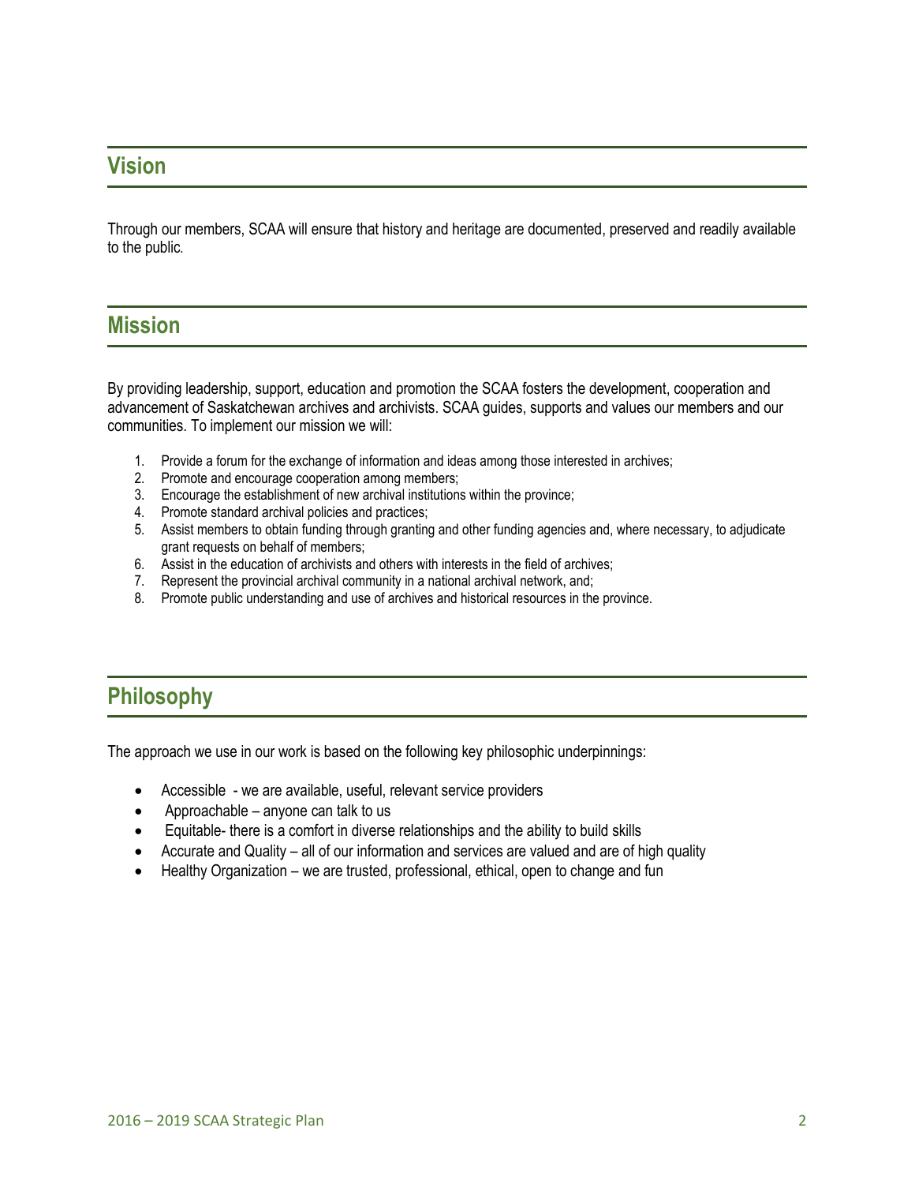## Vision

Through our members, SCAA will ensure that history and heritage are documented, preserved and readily available to the public.

## Mission

By providing leadership, support, education and promotion the SCAA fosters the development, cooperation and advancement of Saskatchewan archives and archivists. SCAA guides, supports and values our members and our communities. To implement our mission we will:

1. Provide a forum for the exchange of information and ideas among those interested in archives;
2. Promote and encourage cooperation among members;
3. Encourage the establishment of new archival institutions within the province;
4. Promote standard archival policies and practices;
5. Assist members to obtain funding through granting and other funding agencies and, where necessary, to adjudicate grant requests on behalf of members;
6. Assist in the education of archivists and others with interests in the field of archives;
7. Represent the provincial archival community in a national archival network, and;
8. Promote public understanding and use of archives and historical resources in the province.

## Philosophy

The approach we use in our work is based on the following key philosophic underpinnings:

- Accessible - we are available, useful, relevant service providers
- Approachable – anyone can talk to us
- Equitable- there is a comfort in diverse relationships and the ability to build skills
- Accurate and Quality – all of our information and services are valued and are of high quality
- Healthy Organization – we are trusted, professional, ethical, open to change and fun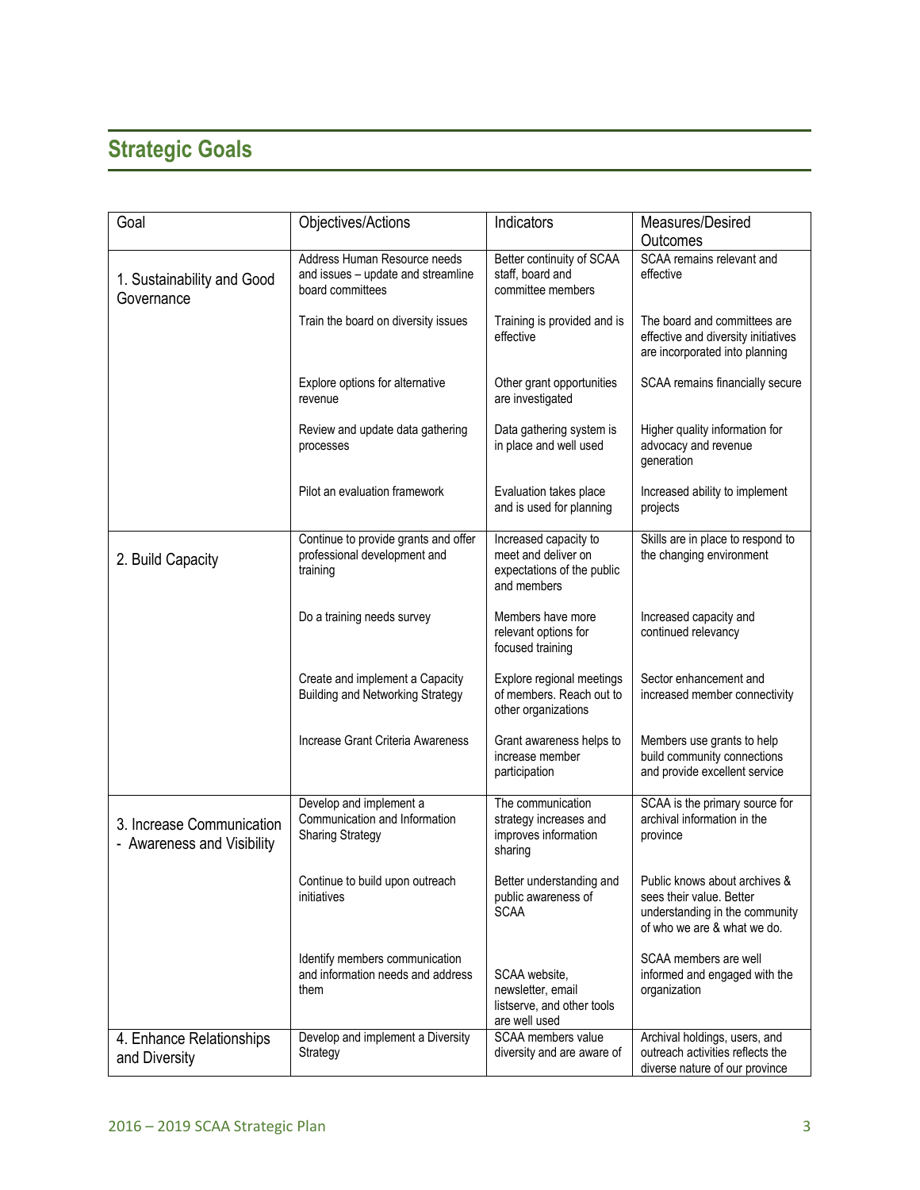## Strategic Goals

| Goal | Objectives/Actions | Indicators | Measures/Desired Outcomes |
|---|---|---|---|
| 1. Sustainability and Good Governance | Address Human Resource needs and issues – update and streamline board committees | Better continuity of SCAA staff, board and committee members | SCAA remains relevant and effective |
| | Train the board on diversity issues | Training is provided and is effective | The board and committees are effective and diversity initiatives are incorporated into planning |
| | Explore options for alternative revenue | Other grant opportunities are investigated | SCAA remains financially secure |
| | Review and update data gathering processes | Data gathering system is in place and well used | Higher quality information for advocacy and revenue generation |
| | Pilot an evaluation framework | Evaluation takes place and is used for planning | Increased ability to implement projects |
| 2. Build Capacity | Continue to provide grants and offer professional development and training | Increased capacity to meet and deliver on expectations of the public and members | Skills are in place to respond to the changing environment |
| | Do a training needs survey | Members have more relevant options for focused training | Increased capacity and continued relevancy |
| | Create and implement a Capacity Building and Networking Strategy | Explore regional meetings of members. Reach out to other organizations | Sector enhancement and increased member connectivity |
| | Increase Grant Criteria Awareness | Grant awareness helps to increase member participation | Members use grants to help build community connections and provide excellent service |
| 3. Increase Communication - Awareness and Visibility | Develop and implement a Communication and Information Sharing Strategy | The communication strategy increases and improves information sharing | SCAA is the primary source for archival information in the province |
| | Continue to build upon outreach initiatives | Better understanding and public awareness of SCAA | Public knows about archives & sees their value. Better understanding in the community of who we are & what we do. |
| | Identify members communication and information needs and address them | SCAA website, newsletter, email listserve, and other tools are well used | SCAA members are well informed and engaged with the organization |
| 4. Enhance Relationships and Diversity | Develop and implement a Diversity Strategy | SCAA members value diversity and are aware of | Archival holdings, users, and outreach activities reflects the diverse nature of our province |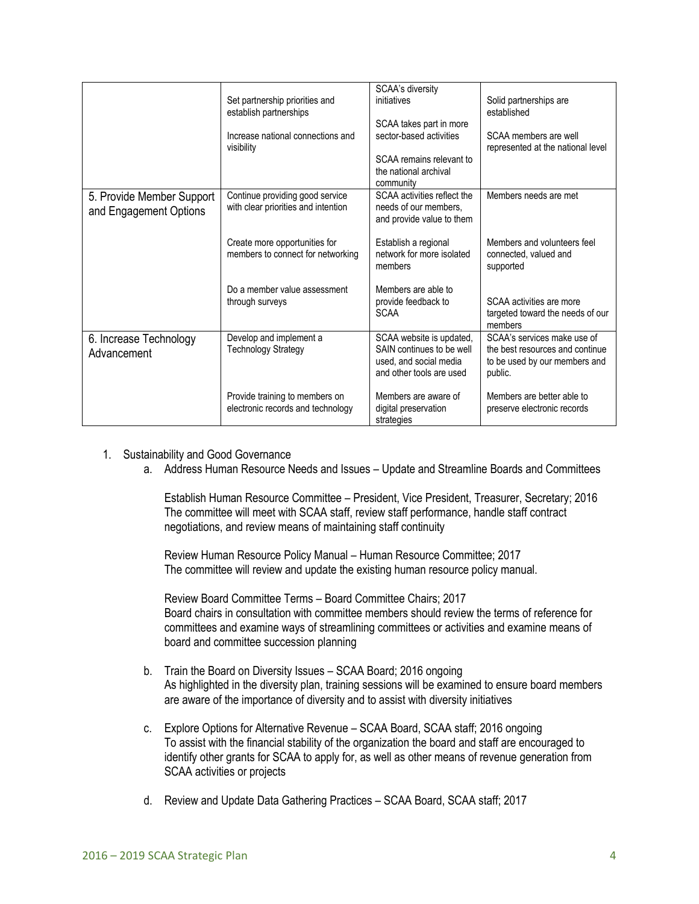| | | | |
|---|---|---|---|
| | Set partnership priorities and establish partnerships<br><br>Increase national connections and visibility | SCAA's diversity initiatives<br><br>SCAA takes part in more sector-based activities<br><br>SCAA remains relevant to the national archival community | Solid partnerships are established<br><br>SCAA members are well represented at the national level |
| 5. Provide Member Support and Engagement Options | Continue providing good service with clear priorities and intention<br><br>Create more opportunities for members to connect for networking<br><br>Do a member value assessment through surveys | SCAA activities reflect the needs of our members, and provide value to them<br><br>Establish a regional network for more isolated members<br><br>Members are able to provide feedback to SCAA | Members needs are met<br><br>Members and volunteers feel connected, valued and supported<br><br>SCAA activities are more targeted toward the needs of our members |
| 6. Increase Technology Advancement | Develop and implement a Technology Strategy<br><br>Provide training to members on electronic records and technology | SCAA website is updated, SAIN continues to be well used, and social media and other tools are used<br><br>Members are aware of digital preservation strategies | SCAA's services make use of the best resources and continue to be used by our members and public.<br><br>Members are better able to preserve electronic records |

1. Sustainability and Good Governance
   a. Address Human Resource Needs and Issues – Update and Streamline Boards and Committees

      Establish Human Resource Committee – President, Vice President, Treasurer, Secretary; 2016
      The committee will meet with SCAA staff, review staff performance, handle staff contract negotiations, and review means of maintaining staff continuity

      Review Human Resource Policy Manual – Human Resource Committee; 2017
      The committee will review and update the existing human resource policy manual.

      Review Board Committee Terms – Board Committee Chairs; 2017
      Board chairs in consultation with committee members should review the terms of reference for committees and examine ways of streamlining committees or activities and examine means of board and committee succession planning

   b. Train the Board on Diversity Issues – SCAA Board; 2016 ongoing
      As highlighted in the diversity plan, training sessions will be examined to ensure board members are aware of the importance of diversity and to assist with diversity initiatives

   c. Explore Options for Alternative Revenue – SCAA Board, SCAA staff; 2016 ongoing
      To assist with the financial stability of the organization the board and staff are encouraged to identify other grants for SCAA to apply for, as well as other means of revenue generation from SCAA activities or projects

   d. Review and Update Data Gathering Practices – SCAA Board, SCAA staff; 2017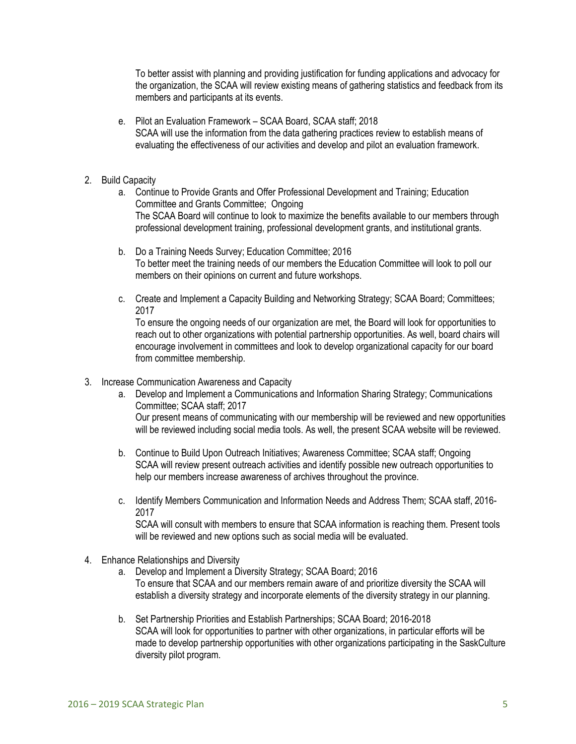To better assist with planning and providing justification for funding applications and advocacy for the organization, the SCAA will review existing means of gathering statistics and feedback from its members and participants at its events.

e. Pilot an Evaluation Framework – SCAA Board, SCAA staff; 2018
   SCAA will use the information from the data gathering practices review to establish means of evaluating the effectiveness of our activities and develop and pilot an evaluation framework.

2. Build Capacity
   a. Continue to Provide Grants and Offer Professional Development and Training; Education Committee and Grants Committee; Ongoing
      The SCAA Board will continue to look to maximize the benefits available to our members through professional development training, professional development grants, and institutional grants.

   b. Do a Training Needs Survey; Education Committee; 2016
      To better meet the training needs of our members the Education Committee will look to poll our members on their opinions on current and future workshops.

   c. Create and Implement a Capacity Building and Networking Strategy; SCAA Board; Committees; 2017
      To ensure the ongoing needs of our organization are met, the Board will look for opportunities to reach out to other organizations with potential partnership opportunities. As well, board chairs will encourage involvement in committees and look to develop organizational capacity for our board from committee membership.

3. Increase Communication Awareness and Capacity
   a. Develop and Implement a Communications and Information Sharing Strategy; Communications Committee; SCAA staff; 2017
      Our present means of communicating with our membership will be reviewed and new opportunities will be reviewed including social media tools. As well, the present SCAA website will be reviewed.

   b. Continue to Build Upon Outreach Initiatives; Awareness Committee; SCAA staff; Ongoing
      SCAA will review present outreach activities and identify possible new outreach opportunities to help our members increase awareness of archives throughout the province.

   c. Identify Members Communication and Information Needs and Address Them; SCAA staff, 2016-2017
      SCAA will consult with members to ensure that SCAA information is reaching them. Present tools will be reviewed and new options such as social media will be evaluated.

4. Enhance Relationships and Diversity
   a. Develop and Implement a Diversity Strategy; SCAA Board; 2016
      To ensure that SCAA and our members remain aware of and prioritize diversity the SCAA will establish a diversity strategy and incorporate elements of the diversity strategy in our planning.

   b. Set Partnership Priorities and Establish Partnerships; SCAA Board; 2016-2018
      SCAA will look for opportunities to partner with other organizations, in particular efforts will be made to develop partnership opportunities with other organizations participating in the SaskCulture diversity pilot program.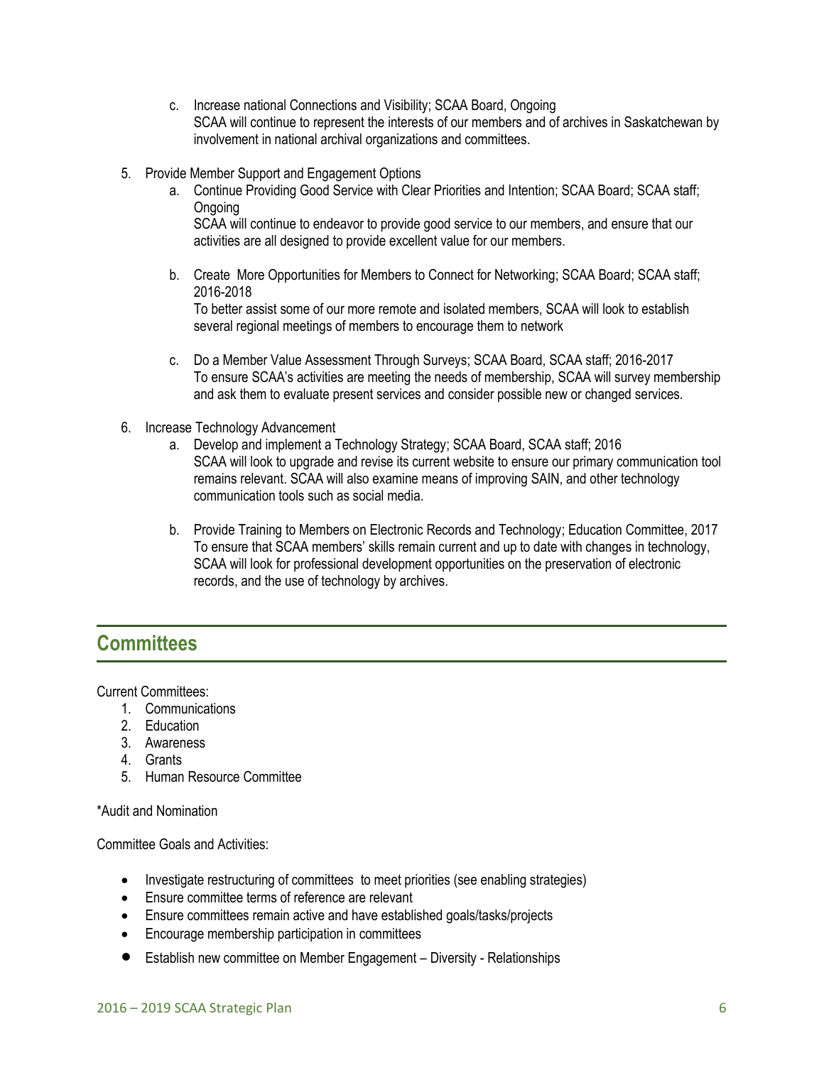c. Increase national Connections and Visibility; SCAA Board, Ongoing
      SCAA will continue to represent the interests of our members and of archives in Saskatchewan by involvement in national archival organizations and committees.

5. Provide Member Support and Engagement Options
   a. Continue Providing Good Service with Clear Priorities and Intention; SCAA Board; SCAA staff; Ongoing
      SCAA will continue to endeavor to provide good service to our members, and ensure that our activities are all designed to provide excellent value for our members.

   b. Create More Opportunities for Members to Connect for Networking; SCAA Board; SCAA staff; 2016-2018
      To better assist some of our more remote and isolated members, SCAA will look to establish several regional meetings of members to encourage them to network

   c. Do a Member Value Assessment Through Surveys; SCAA Board, SCAA staff; 2016-2017
      To ensure SCAA's activities are meeting the needs of membership, SCAA will survey membership and ask them to evaluate present services and consider possible new or changed services.

6. Increase Technology Advancement
   a. Develop and implement a Technology Strategy; SCAA Board, SCAA staff; 2016
      SCAA will look to upgrade and revise its current website to ensure our primary communication tool remains relevant. SCAA will also examine means of improving SAIN, and other technology communication tools such as social media.

   b. Provide Training to Members on Electronic Records and Technology; Education Committee, 2017
      To ensure that SCAA members' skills remain current and up to date with changes in technology, SCAA will look for professional development opportunities on the preservation of electronic records, and the use of technology by archives.

## Committees

Current Committees:

1. Communications
2. Education
3. Awareness
4. Grants
5. Human Resource Committee

*Audit and Nomination

Committee Goals and Activities:

- Investigate restructuring of committees to meet priorities (see enabling strategies)
- Ensure committee terms of reference are relevant
- Ensure committees remain active and have established goals/tasks/projects
- Encourage membership participation in committees
- Establish new committee on Member Engagement – Diversity - Relationships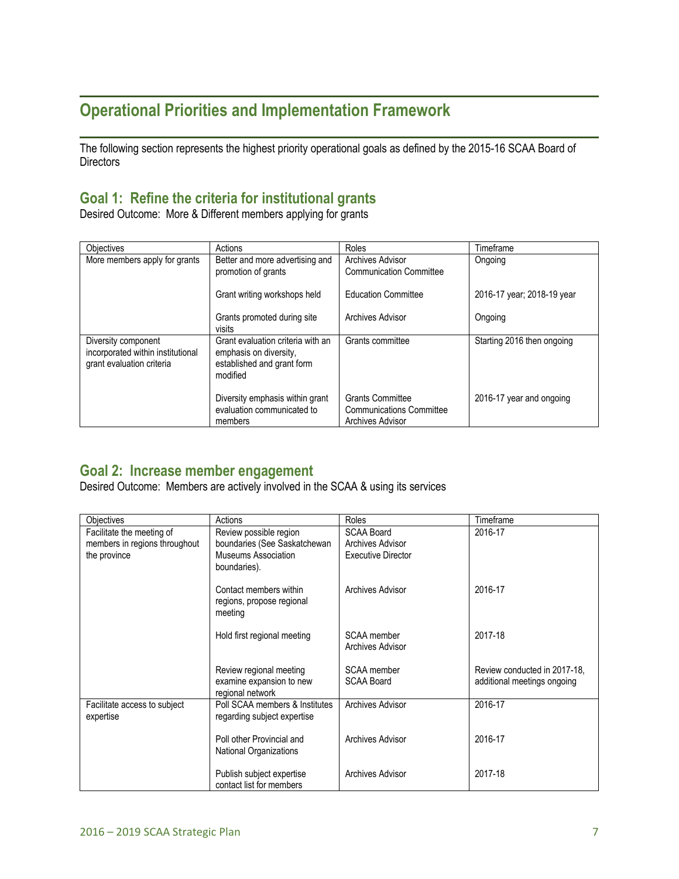# Operational Priorities and Implementation Framework

The following section represents the highest priority operational goals as defined by the 2015-16 SCAA Board of Directors

## Goal 1: Refine the criteria for institutional grants

Desired Outcome: More & Different members applying for grants

| Objectives | Actions | Roles | Timeframe |
|---|---|---|---|
| More members apply for grants | Better and more advertising and promotion of grants | Archives Advisor<br>Communication Committee | Ongoing |
| | Grant writing workshops held | Education Committee | 2016-17 year; 2018-19 year |
| | Grants promoted during site visits | Archives Advisor | Ongoing |
| Diversity component incorporated within institutional grant evaluation criteria | Grant evaluation criteria with an emphasis on diversity, established and grant form modified | Grants committee | Starting 2016 then ongoing |
| | Diversity emphasis within grant evaluation communicated to members | Grants Committee<br>Communications Committee<br>Archives Advisor | 2016-17 year and ongoing |

## Goal 2: Increase member engagement

Desired Outcome: Members are actively involved in the SCAA & using its services

| Objectives | Actions | Roles | Timeframe |
|---|---|---|---|
| Facilitate the meeting of members in regions throughout the province | Review possible region boundaries (See Saskatchewan Museums Association boundaries). | SCAA Board<br>Archives Advisor<br>Executive Director | 2016-17 |
| | Contact members within regions, propose regional meeting | Archives Advisor | 2016-17 |
| | Hold first regional meeting | SCAA member<br>Archives Advisor | 2017-18 |
| | Review regional meeting examine expansion to new regional network | SCAA member<br>SCAA Board | Review conducted in 2017-18, additional meetings ongoing |
| Facilitate access to subject expertise | Poll SCAA members & Institutes regarding subject expertise | Archives Advisor | 2016-17 |
| | Poll other Provincial and National Organizations | Archives Advisor | 2016-17 |
| | Publish subject expertise contact list for members | Archives Advisor | 2017-18 |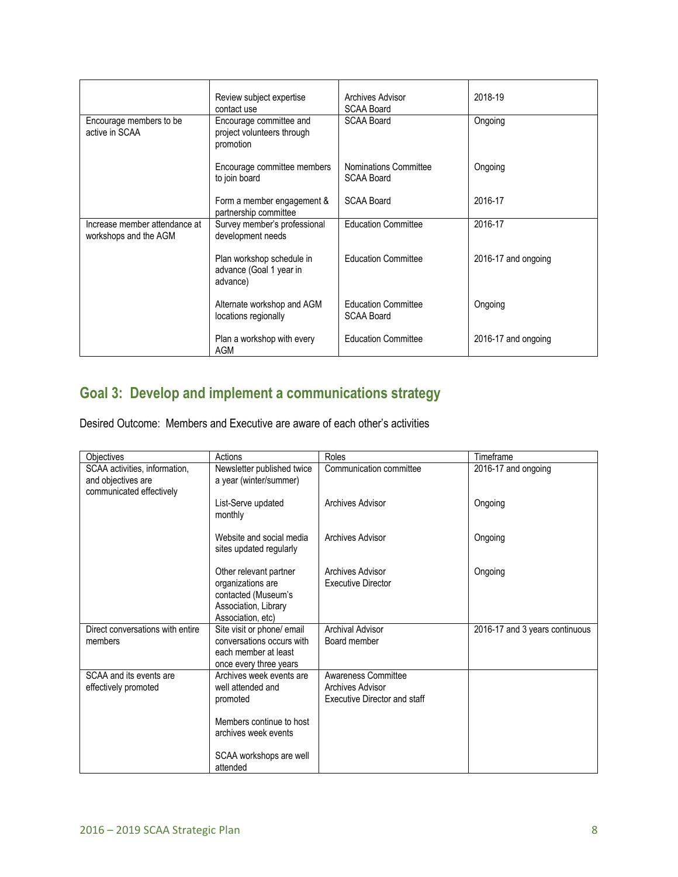| | | | |
|---|---|---|---|
| | Review subject expertise contact use | Archives Advisor<br>SCAA Board | 2018-19 |
| Encourage members to be active in SCAA | Encourage committee and project volunteers through promotion | SCAA Board | Ongoing |
| | Encourage committee members to join board | Nominations Committee<br>SCAA Board | Ongoing |
| | Form a member engagement & partnership committee | SCAA Board | 2016-17 |
| Increase member attendance at workshops and the AGM | Survey member's professional development needs | Education Committee | 2016-17 |
| | Plan workshop schedule in advance (Goal 1 year in advance) | Education Committee | 2016-17 and ongoing |
| | Alternate workshop and AGM locations regionally | Education Committee<br>SCAA Board | Ongoing |
| | Plan a workshop with every AGM | Education Committee | 2016-17 and ongoing |

## Goal 3: Develop and implement a communications strategy

Desired Outcome: Members and Executive are aware of each other's activities

| Objectives | Actions | Roles | Timeframe |
|---|---|---|---|
| SCAA activities, information, and objectives are communicated effectively | Newsletter published twice a year (winter/summer) | Communication committee | 2016-17 and ongoing |
| | List-Serve updated monthly | Archives Advisor | Ongoing |
| | Website and social media sites updated regularly | Archives Advisor | Ongoing |
| | Other relevant partner organizations are contacted (Museum's Association, Library Association, etc) | Archives Advisor<br>Executive Director | Ongoing |
| Direct conversations with entire members | Site visit or phone/ email conversations occurs with each member at least once every three years | Archival Advisor<br>Board member | 2016-17 and 3 years continuous |
| SCAA and its events are effectively promoted | Archives week events are well attended and promoted | Awareness Committee<br>Archives Advisor<br>Executive Director and staff | |
| | Members continue to host archives week events | | |
| | SCAA workshops are well attended | | |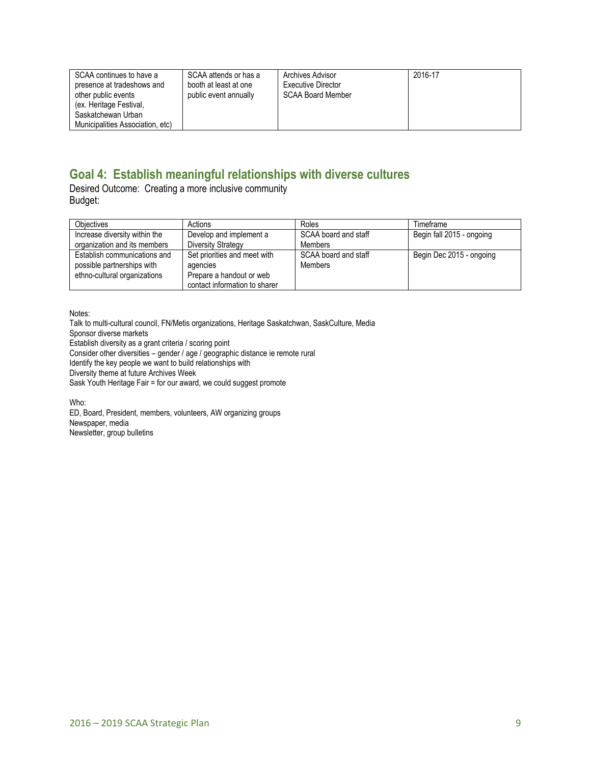| SCAA continues to have a presence at tradeshows and other public events (ex. Heritage Festival, Saskatchewan Urban Municipalities Association, etc) | SCAA attends or has a booth at least at one public event annually | Archives Advisor<br>Executive Director<br>SCAA Board Member | 2016-17 |
|---|---|---|---|

## Goal 4: Establish meaningful relationships with diverse cultures

Desired Outcome: Creating a more inclusive community
Budget:

| Objectives | Actions | Roles | Timeframe |
|---|---|---|---|
| Increase diversity within the organization and its members | Develop and implement a Diversity Strategy | SCAA board and staff Members | Begin fall 2015 - ongoing |
| Establish communications and possible partnerships with ethno-cultural organizations | Set priorities and meet with agencies<br>Prepare a handout or web contact information to sharer | SCAA board and staff Members | Begin Dec 2015 - ongoing |

Notes:
Talk to multi-cultural council, FN/Metis organizations, Heritage Saskatchwan, SaskCulture, Media
Sponsor diverse markets
Establish diversity as a grant criteria / scoring point
Consider other diversities – gender / age / geographic distance ie remote rural
Identify the key people we want to build relationships with
Diversity theme at future Archives Week
Sask Youth Heritage Fair = for our award, we could suggest promote

Who:
ED, Board, President, members, volunteers, AW organizing groups
Newspaper, media
Newsletter, group bulletins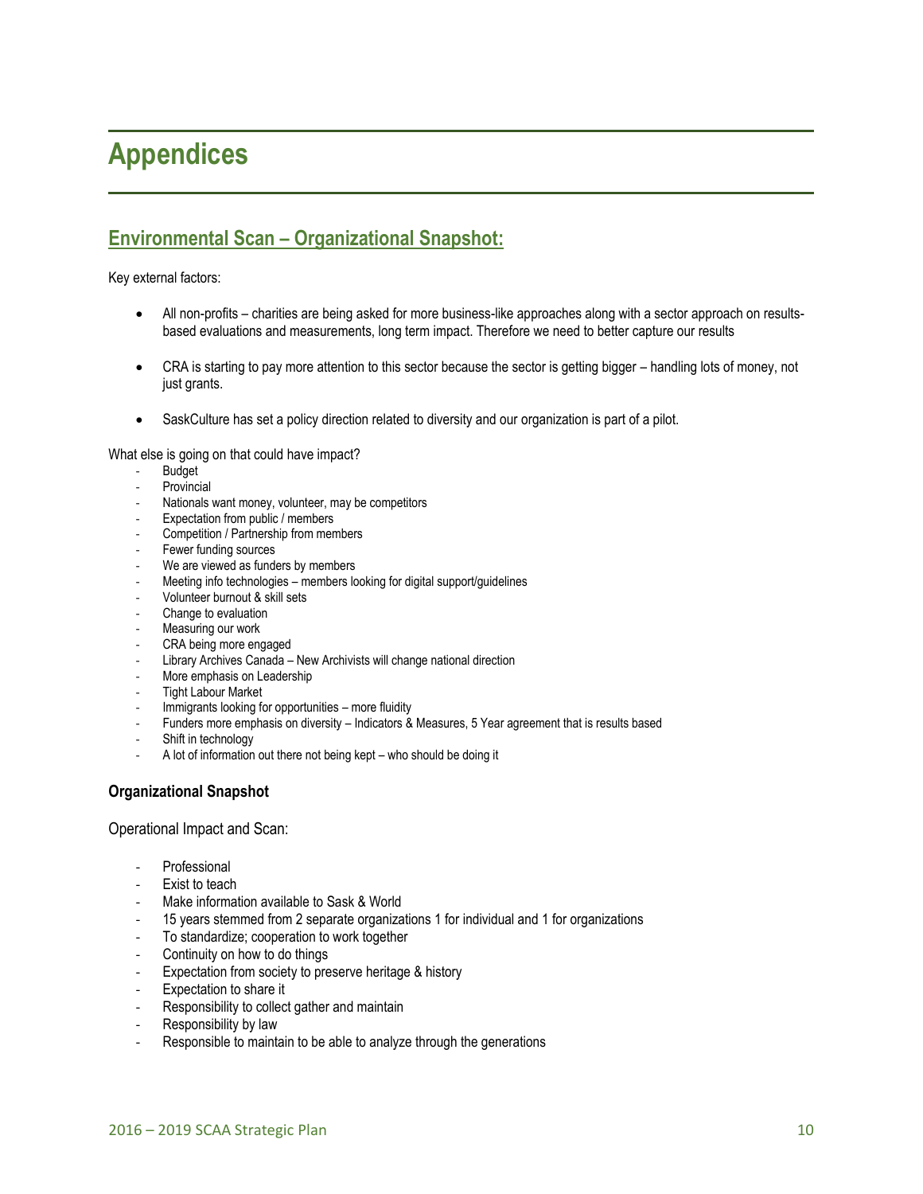# Appendices

## Environmental Scan – Organizational Snapshot:

Key external factors:

- All non-profits – charities are being asked for more business-like approaches along with a sector approach on results-based evaluations and measurements, long term impact. Therefore we need to better capture our results
- CRA is starting to pay more attention to this sector because the sector is getting bigger – handling lots of money, not just grants.
- SaskCulture has set a policy direction related to diversity and our organization is part of a pilot.

What else is going on that could have impact?

- Budget
- Provincial
- Nationals want money, volunteer, may be competitors
- Expectation from public / members
- Competition / Partnership from members
- Fewer funding sources
- We are viewed as funders by members
- Meeting info technologies – members looking for digital support/guidelines
- Volunteer burnout & skill sets
- Change to evaluation
- Measuring our work
- CRA being more engaged
- Library Archives Canada – New Archivists will change national direction
- More emphasis on Leadership
- Tight Labour Market
- Immigrants looking for opportunities – more fluidity
- Funders more emphasis on diversity – Indicators & Measures, 5 Year agreement that is results based
- Shift in technology
- A lot of information out there not being kept – who should be doing it

### Organizational Snapshot

Operational Impact and Scan:

- Professional
- Exist to teach
- Make information available to Sask & World
- 15 years stemmed from 2 separate organizations 1 for individual and 1 for organizations
- To standardize; cooperation to work together
- Continuity on how to do things
- Expectation from society to preserve heritage & history
- Expectation to share it
- Responsibility to collect gather and maintain
- Responsibility by law
- Responsible to maintain to be able to analyze through the generations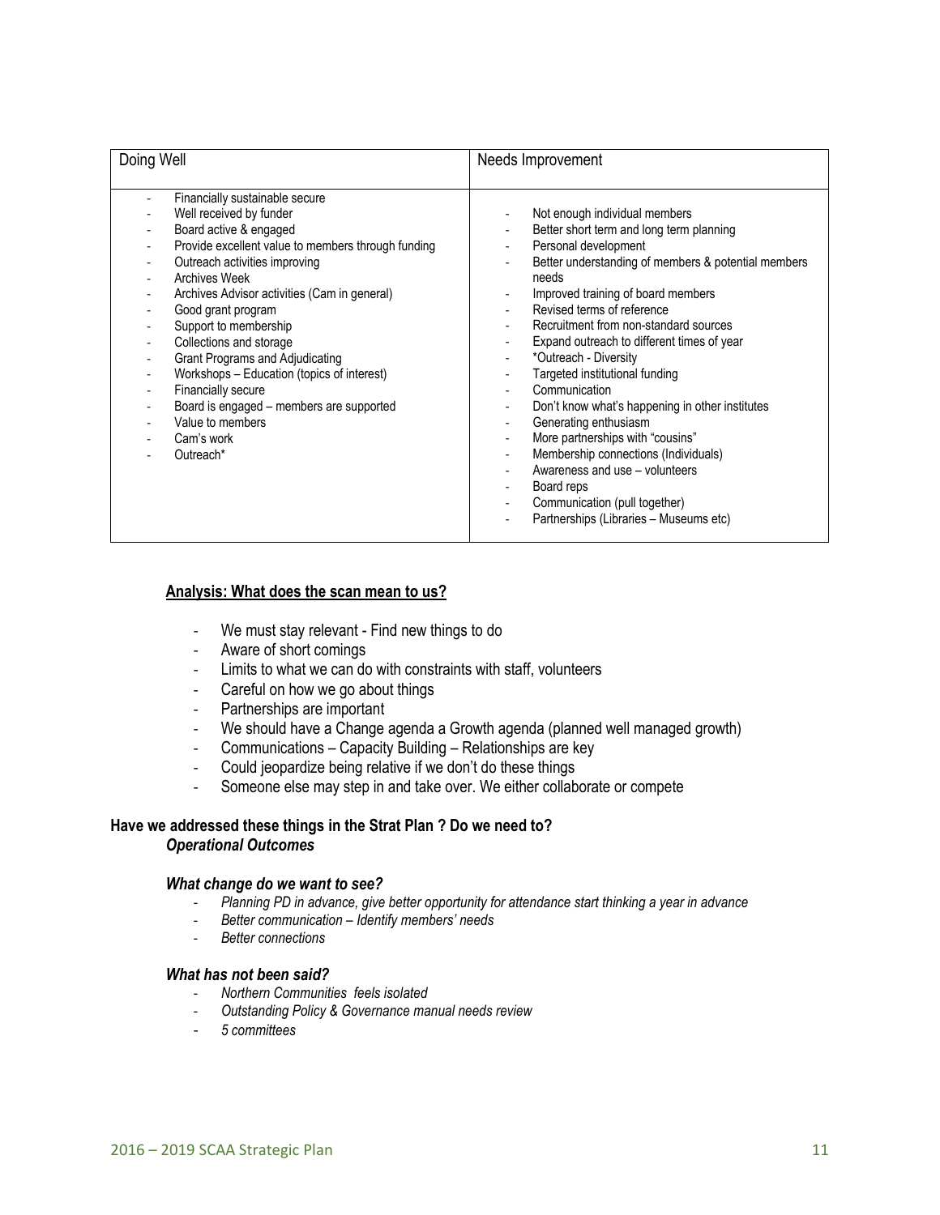| Doing Well | Needs Improvement |
|---|---|
| - Financially sustainable secure<br>- Well received by funder<br>- Board active & engaged<br>- Provide excellent value to members through funding<br>- Outreach activities improving<br>- Archives Week<br>- Archives Advisor activities (Cam in general)<br>- Good grant program<br>- Support to membership<br>- Collections and storage<br>- Grant Programs and Adjudicating<br>- Workshops – Education (topics of interest)<br>- Financially secure<br>- Board is engaged – members are supported<br>- Value to members<br>- Cam's work<br>- Outreach* | - Not enough individual members<br>- Better short term and long term planning<br>- Personal development<br>- Better understanding of members & potential members needs<br>- Improved training of board members<br>- Revised terms of reference<br>- Recruitment from non-standard sources<br>- Expand outreach to different times of year<br>- *Outreach - Diversity<br>- Targeted institutional funding<br>- Communication<br>- Don't know what's happening in other institutes<br>- Generating enthusiasm<br>- More partnerships with "cousins"<br>- Membership connections (Individuals)<br>- Awareness and use – volunteers<br>- Board reps<br>- Communication (pull together)<br>- Partnerships (Libraries – Museums etc) |

**<u>Analysis: What does the scan mean to us?</u>**

- We must stay relevant - Find new things to do
- Aware of short comings
- Limits to what we can do with constraints with staff, volunteers
- Careful on how we go about things
- Partnerships are important
- We should have a Change agenda a Growth agenda (planned well managed growth)
- Communications – Capacity Building – Relationships are key
- Could jeopardize being relative if we don't do these things
- Someone else may step in and take over. We either collaborate or compete

**Have we addressed these things in the Strat Plan ? Do we need to?**

***Operational Outcomes***

***What change do we want to see?***

- *Planning PD in advance, give better opportunity for attendance start thinking a year in advance*
- *Better communication – Identify members' needs*
- *Better connections*

***What has not been said?***

- *Northern Communities feels isolated*
- *Outstanding Policy & Governance manual needs review*
- *5 committees*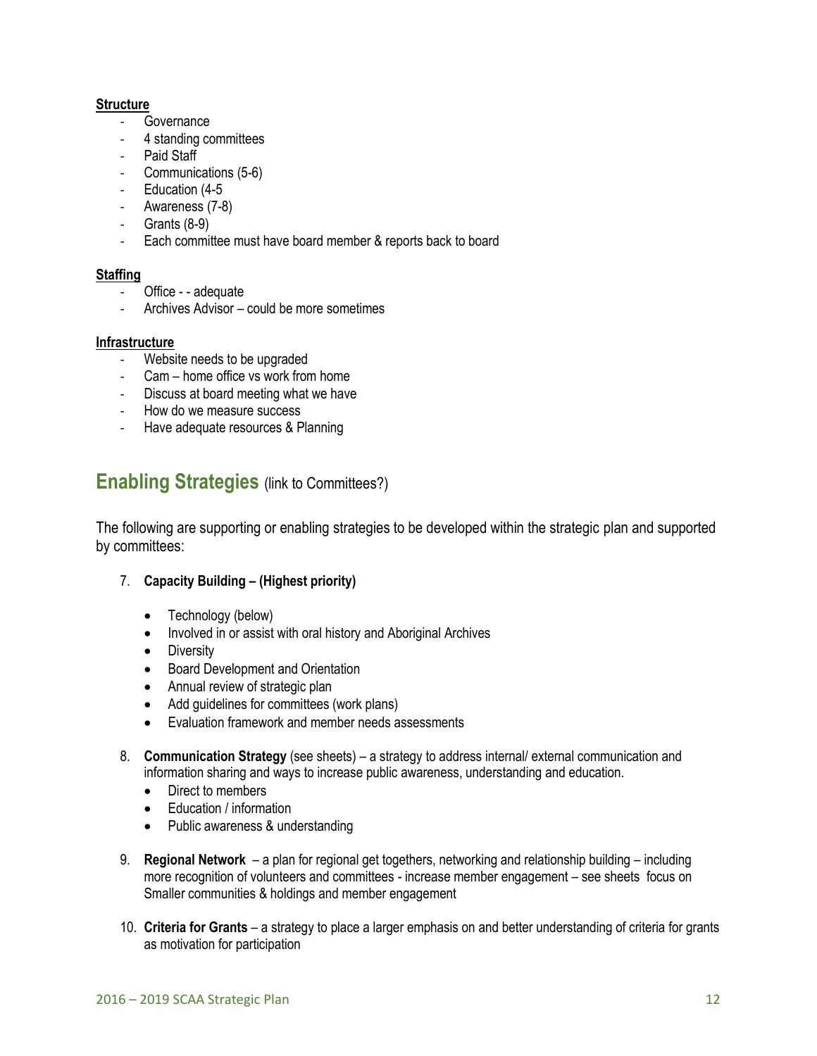**Structure**

- Governance
- 4 standing committees
- Paid Staff
- Communications (5-6)
- Education (4-5
- Awareness (7-8)
- Grants (8-9)
- Each committee must have board member & reports back to board

**Staffing**

- Office - - adequate
- Archives Advisor – could be more sometimes

**Infrastructure**

- Website needs to be upgraded
- Cam – home office vs work from home
- Discuss at board meeting what we have
- How do we measure success
- Have adequate resources & Planning

## Enabling Strategies (link to Committees?)

The following are supporting or enabling strategies to be developed within the strategic plan and supported by committees:

7. **Capacity Building – (Highest priority)**

   - Technology (below)
   - Involved in or assist with oral history and Aboriginal Archives
   - Diversity
   - Board Development and Orientation
   - Annual review of strategic plan
   - Add guidelines for committees (work plans)
   - Evaluation framework and member needs assessments

8. **Communication Strategy** (see sheets) – a strategy to address internal/ external communication and information sharing and ways to increase public awareness, understanding and education.
   - Direct to members
   - Education / information
   - Public awareness & understanding

9. **Regional Network** – a plan for regional get togethers, networking and relationship building – including more recognition of volunteers and committees - increase member engagement – see sheets focus on Smaller communities & holdings and member engagement

10. **Criteria for Grants** – a strategy to place a larger emphasis on and better understanding of criteria for grants as motivation for participation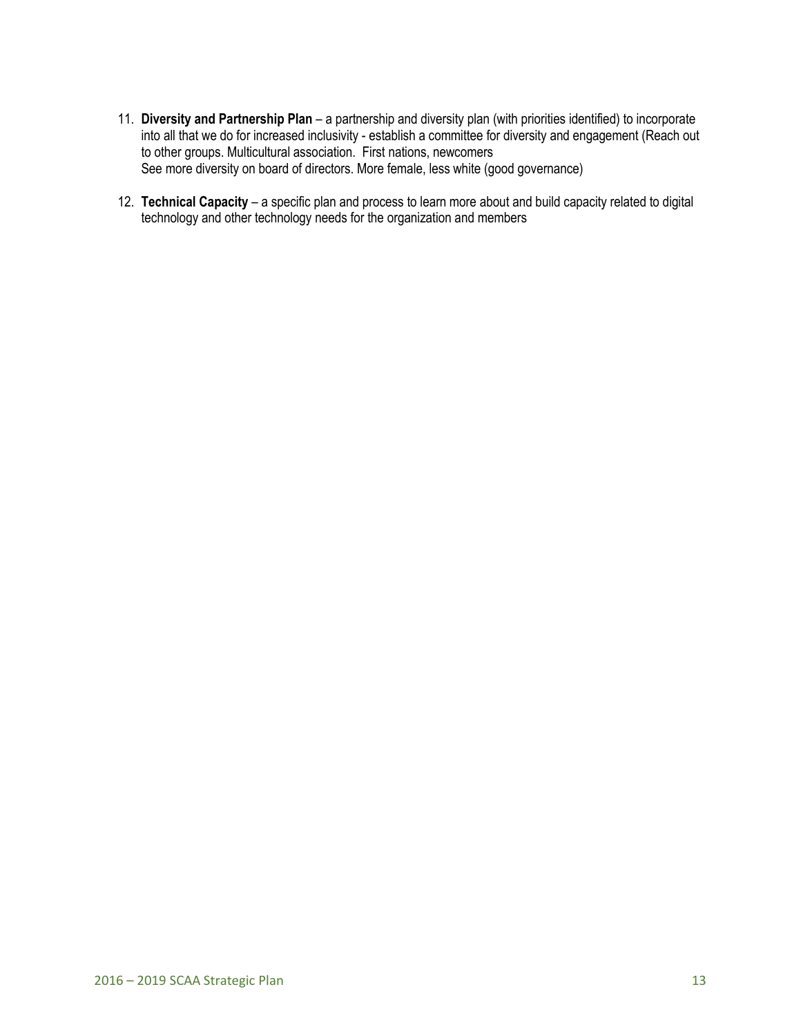11. **Diversity and Partnership Plan** – a partnership and diversity plan (with priorities identified) to incorporate into all that we do for increased inclusivity - establish a committee for diversity and engagement (Reach out to other groups. Multicultural association.  First nations, newcomers
    See more diversity on board of directors. More female, less white (good governance)

12. **Technical Capacity** – a specific plan and process to learn more about and build capacity related to digital technology and other technology needs for the organization and members